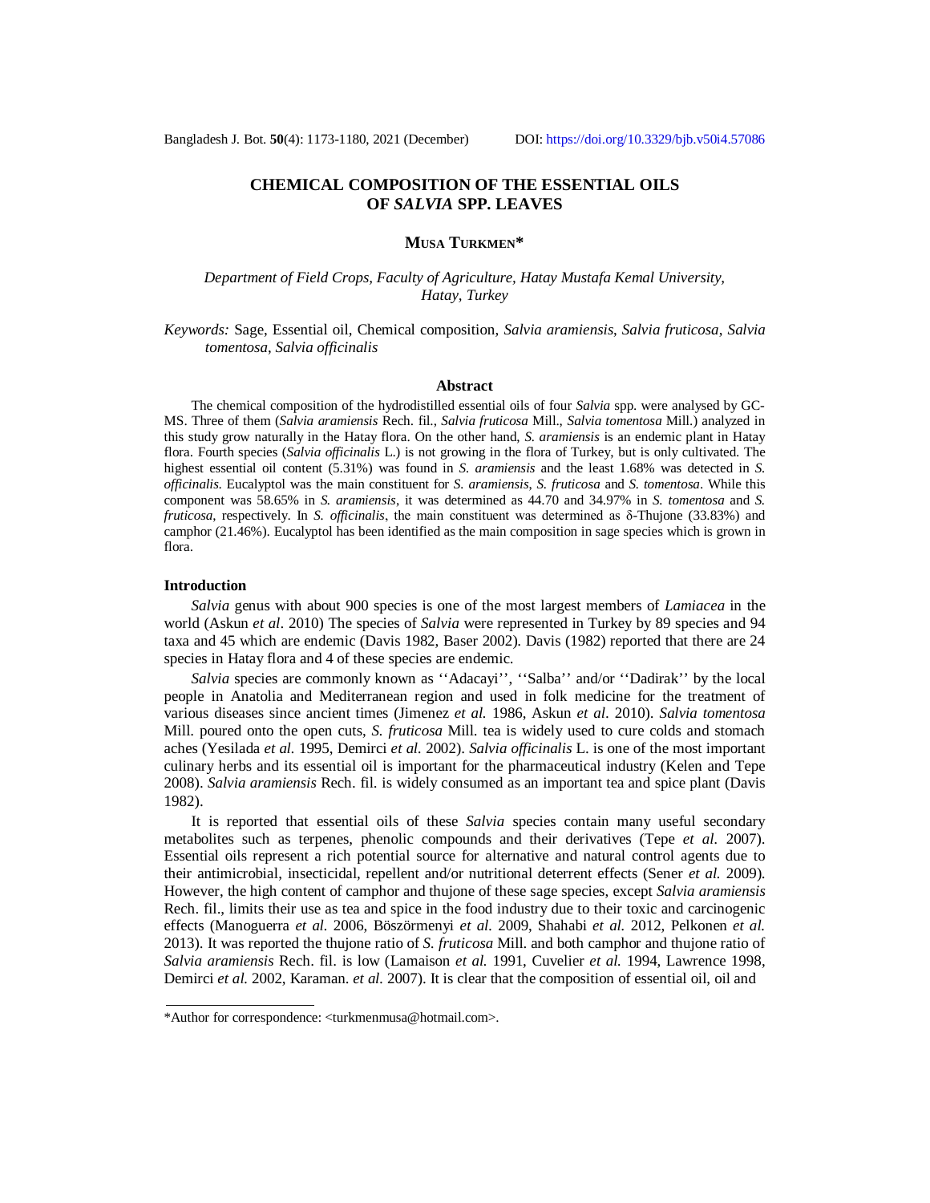# CHEMICAL COMPOSITION OF THE ESSENTIAL OILS OF *SALVIA* SPP. LEAVES

## MUSA TURKMEN*

*Department of Field Crops, Faculty of Agriculture, Hatay Mustafa Kemal University, Hatay, Turkey*

*Keywords:* Sage, Essential oil, Chemical composition, *Salvia aramiensis*, *Salvia fruticosa*, *Salvia tomentosa*, *Salvia officinalis*

### Abstract

The chemical composition of the hydrodistilled essential oils of four *Salvia* spp. were analysed by GC-MS. Three of them (*Salvia aramiensis* Rech. fil., *Salvia fruticosa* Mill., *Salvia tomentosa* Mill.) analyzed in this study grow naturally in the Hatay flora. On the other hand, *S. aramiensis* is an endemic plant in Hatay flora. Fourth species (*Salvia officinalis* L.) is not growing in the flora of Turkey, but is only cultivated. The highest essential oil content (5.31%) was found in *S. aramiensis* and the least 1.68% was detected in *S. officinalis.* Eucalyptol was the main constituent for *S. aramiensis*, *S. fruticosa* and *S. tomentosa*. While this component was 58.65% in *S. aramiensis*, it was determined as 44.70 and 34.97% in *S. tomentosa* and *S. fruticosa*, respectively. In *S. officinalis*, the main constituent was determined as δ-Thujone (33.83%) and camphor (21.46%). Eucalyptol has been identified as the main composition in sage species which is grown in flora.

### Introduction

*Salvia* genus with about 900 species is one of the most largest members of *Lamiacea* in the world (Askun *et al*. 2010) The species of *Salvia* were represented in Turkey by 89 species and 94 taxa and 45 which are endemic (Davis 1982, Baser 2002). Davis (1982) reported that there are 24 species in Hatay flora and 4 of these species are endemic.

*Salvia* species are commonly known as ''Adacayi'', ''Salba'' and/or ''Dadirak'' by the local people in Anatolia and Mediterranean region and used in folk medicine for the treatment of various diseases since ancient times (Jimenez *et al.* 1986, Askun *et al*. 2010). *Salvia tomentosa* Mill. poured onto the open cuts, *S. fruticosa* Mill. tea is widely used to cure colds and stomach aches (Yesilada *et al.* 1995, Demirci *et al.* 2002). *Salvia officinalis* L. is one of the most important culinary herbs and its essential oil is important for the pharmaceutical industry (Kelen and Tepe 2008). *Salvia aramiensis* Rech. fil. is widely consumed as an important tea and spice plant (Davis 1982).

It is reported that essential oils of these *Salvia* species contain many useful secondary metabolites such as terpenes, phenolic compounds and their derivatives (Tepe *et al.* 2007). Essential oils represent a rich potential source for alternative and natural control agents due to their antimicrobial, insecticidal, repellent and/or nutritional deterrent effects (Sener *et al.* 2009). However, the high content of camphor and thujone of these sage species, except *Salvia aramiensis* Rech. fil., limits their use as tea and spice in the food industry due to their toxic and carcinogenic effects (Manoguerra *et al.* 2006, Böszörmenyi *et al.* 2009, Shahabi *et al.* 2012, Pelkonen *et al.* 2013). It was reported the thujone ratio of *S. fruticosa* Mill. and both camphor and thujone ratio of *Salvia aramiensis* Rech. fil. is low (Lamaison *et al.* 1991, Cuvelier *et al.* 1994, Lawrence 1998, Demirci *et al.* 2002, Karaman. *et al.* 2007). It is clear that the composition of essential oil, oil and

*Author for correspondence: <turkmenmusa@hotmail.com>.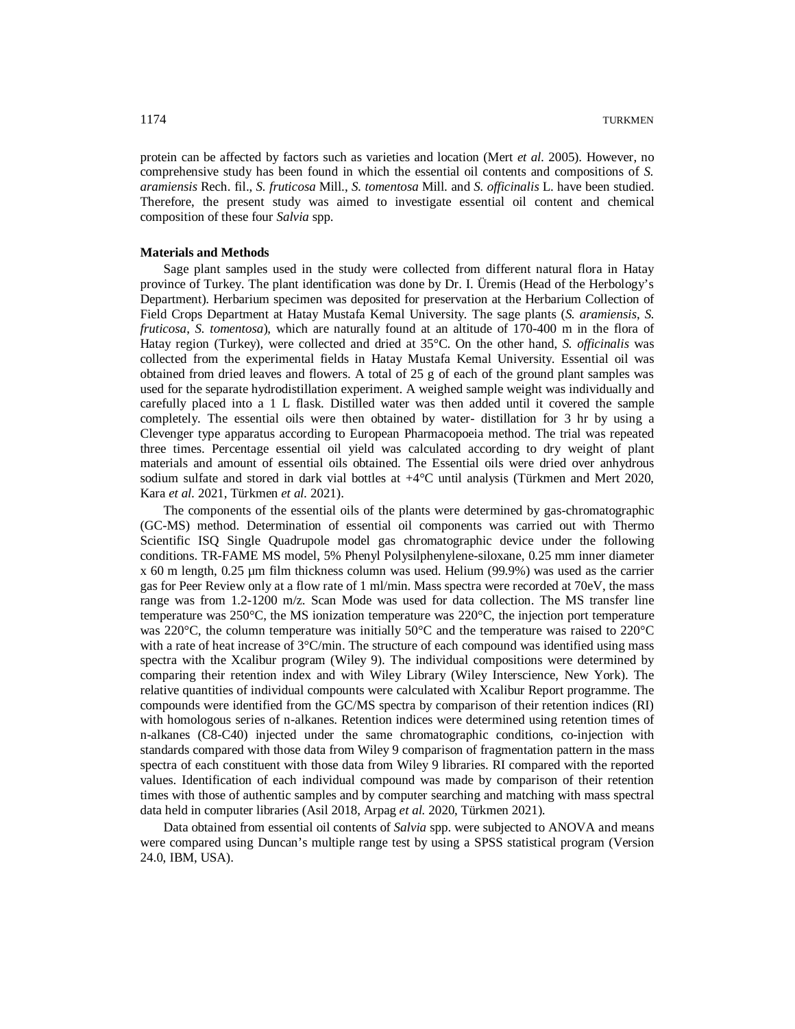protein can be affected by factors such as varieties and location (Mert *et al.* 2005). However, no comprehensive study has been found in which the essential oil contents and compositions of *S. aramiensis* Rech. fil., *S. fruticosa* Mill., *S. tomentosa* Mill. and *S. officinalis* L. have been studied. Therefore, the present study was aimed to investigate essential oil content and chemical composition of these four *Salvia* spp.

## Materials and Methods

Sage plant samples used in the study were collected from different natural flora in Hatay province of Turkey. The plant identification was done by Dr. I. Üremis (Head of the Herbology's Department). Herbarium specimen was deposited for preservation at the Herbarium Collection of Field Crops Department at Hatay Mustafa Kemal University. The sage plants (*S. aramiensis*, *S. fruticosa*, *S. tomentosa*), which are naturally found at an altitude of 170-400 m in the flora of Hatay region (Turkey), were collected and dried at 35°C. On the other hand, *S. officinalis* was collected from the experimental fields in Hatay Mustafa Kemal University. Essential oil was obtained from dried leaves and flowers. A total of 25 g of each of the ground plant samples was used for the separate hydrodistillation experiment. A weighed sample weight was individually and carefully placed into a 1 L flask. Distilled water was then added until it covered the sample completely. The essential oils were then obtained by water- distillation for 3 hr by using a Clevenger type apparatus according to European Pharmacopoeia method. The trial was repeated three times. Percentage essential oil yield was calculated according to dry weight of plant materials and amount of essential oils obtained. The Essential oils were dried over anhydrous sodium sulfate and stored in dark vial bottles at +4°C until analysis (Türkmen and Mert 2020, Kara *et al.* 2021, Türkmen *et al.* 2021).

The components of the essential oils of the plants were determined by gas-chromatographic (GC-MS) method. Determination of essential oil components was carried out with Thermo Scientific ISQ Single Quadrupole model gas chromatographic device under the following conditions. TR-FAME MS model, 5% Phenyl Polysilphenylene-siloxane, 0.25 mm inner diameter x 60 m length, 0.25 µm film thickness column was used. Helium (99.9%) was used as the carrier gas for Peer Review only at a flow rate of 1 ml/min. Mass spectra were recorded at 70eV, the mass range was from 1.2-1200 m/z. Scan Mode was used for data collection. The MS transfer line temperature was 250°C, the MS ionization temperature was 220°C, the injection port temperature was 220°C, the column temperature was initially 50°C and the temperature was raised to 220°C with a rate of heat increase of 3°C/min. The structure of each compound was identified using mass spectra with the Xcalibur program (Wiley 9). The individual compositions were determined by comparing their retention index and with Wiley Library (Wiley Interscience, New York). The relative quantities of individual compounds were calculated with Xcalibur Report programme. The compounds were identified from the GC/MS spectra by comparison of their retention indices (RI) with homologous series of n-alkanes. Retention indices were determined using retention times of n-alkanes (C8-C40) injected under the same chromatographic conditions, co-injection with standards compared with those data from Wiley 9 comparison of fragmentation pattern in the mass spectra of each constituent with those data from Wiley 9 libraries. RI compared with the reported values. Identification of each individual compound was made by comparison of their retention times with those of authentic samples and by computer searching and matching with mass spectral data held in computer libraries (Asil 2018, Arpag *et al.* 2020, Türkmen 2021).

Data obtained from essential oil contents of *Salvia* spp. were subjected to ANOVA and means were compared using Duncan's multiple range test by using a SPSS statistical program (Version 24.0, IBM, USA).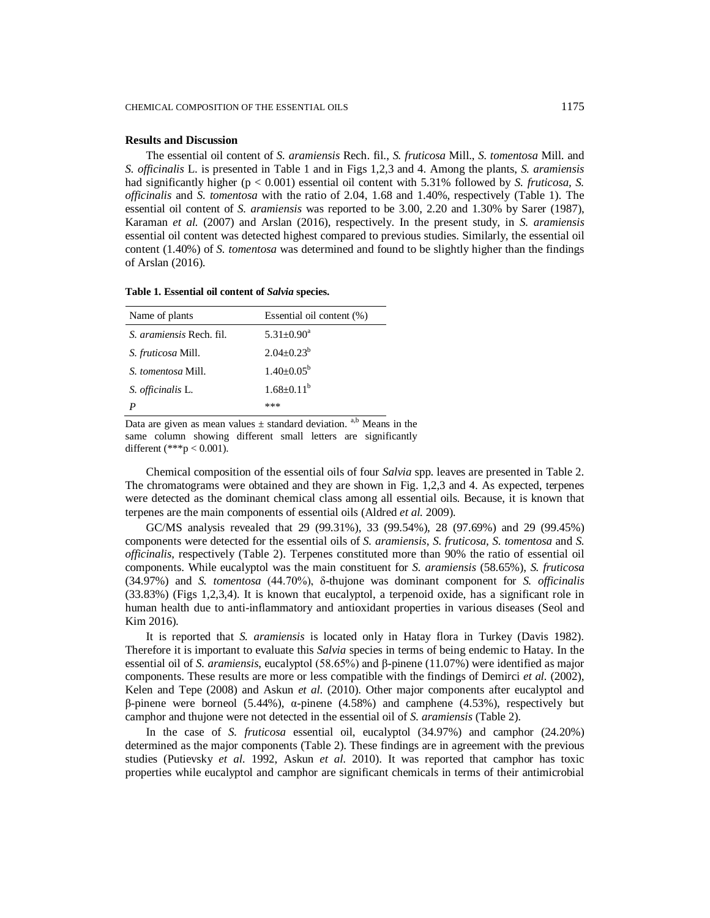## Results and Discussion

The essential oil content of *S. aramiensis* Rech. fil., *S. fruticosa* Mill., *S. tomentosa* Mill. and *S. officinalis* L. is presented in Table 1 and in Figs 1,2,3 and 4. Among the plants, *S. aramiensis* had significantly higher ($p < 0.001$) essential oil content with 5.31% followed by *S. fruticosa*, *S. officinalis* and *S. tomentosa* with the ratio of 2.04, 1.68 and 1.40%, respectively (Table 1). The essential oil content of *S. aramiensis* was reported to be 3.00, 2.20 and 1.30% by Sarer (1987), Karaman *et al.* (2007) and Arslan (2016), respectively. In the present study, in *S. aramiensis* essential oil content was detected highest compared to previous studies. Similarly, the essential oil content (1.40%) of *S. tomentosa* was determined and found to be slightly higher than the findings of Arslan (2016).

**Table 1. Essential oil content of *Salvia* species.**

| Name of plants | Essential oil content (%) |
|---|---|
| *S. aramiensis* Rech. fil. | $5.31 \pm 0.90^{a}$ |
| *S. fruticosa* Mill. | $2.04 \pm 0.23^{b}$ |
| *S. tomentosa* Mill. | $1.40 \pm 0.05^{b}$ |
| *S. officinalis* L. | $1.68 \pm 0.11^{b}$ |
| *P* | *** |

Data are given as mean values ± standard deviation. $^{a,b}$ Means in the same column showing different small letters are significantly different (***$p < 0.001$).

Chemical composition of the essential oils of four *Salvia* spp. leaves are presented in Table 2. The chromatograms were obtained and they are shown in Fig. 1,2,3 and 4. As expected, terpenes were detected as the dominant chemical class among all essential oils. Because, it is known that terpenes are the main components of essential oils (Aldred *et al.* 2009).

GC/MS analysis revealed that 29 (99.31%), 33 (99.54%), 28 (97.69%) and 29 (99.45%) components were detected for the essential oils of *S. aramiensis*, *S. fruticosa*, *S. tomentosa* and *S. officinalis*, respectively (Table 2). Terpenes constituted more than 90% the ratio of essential oil components. While eucalyptol was the main constituent for *S. aramiensis* (58.65%), *S. fruticosa* (34.97%) and *S. tomentosa* (44.70%), δ-thujone was dominant component for *S. officinalis* (33.83%) (Figs 1,2,3,4). It is known that eucalyptol, a terpenoid oxide, has a significant role in human health due to anti-inflammatory and antioxidant properties in various diseases (Seol and Kim 2016).

It is reported that *S. aramiensis* is located only in Hatay flora in Turkey (Davis 1982). Therefore it is important to evaluate this *Salvia* species in terms of being endemic to Hatay. In the essential oil of *S. aramiensis*, eucalyptol (58.65%) and β-pinene (11.07%) were identified as major components. These results are more or less compatible with the findings of Demirci *et al.* (2002), Kelen and Tepe (2008) and Askun *et al.* (2010). Other major components after eucalyptol and β-pinene were borneol (5.44%), α-pinene (4.58%) and camphene (4.53%), respectively but camphor and thujone were not detected in the essential oil of *S. aramiensis* (Table 2).

In the case of *S. fruticosa* essential oil, eucalyptol (34.97%) and camphor (24.20%) determined as the major components (Table 2). These findings are in agreement with the previous studies (Putievsky *et al.* 1992, Askun *et al.* 2010). It was reported that camphor has toxic properties while eucalyptol and camphor are significant chemicals in terms of their antimicrobial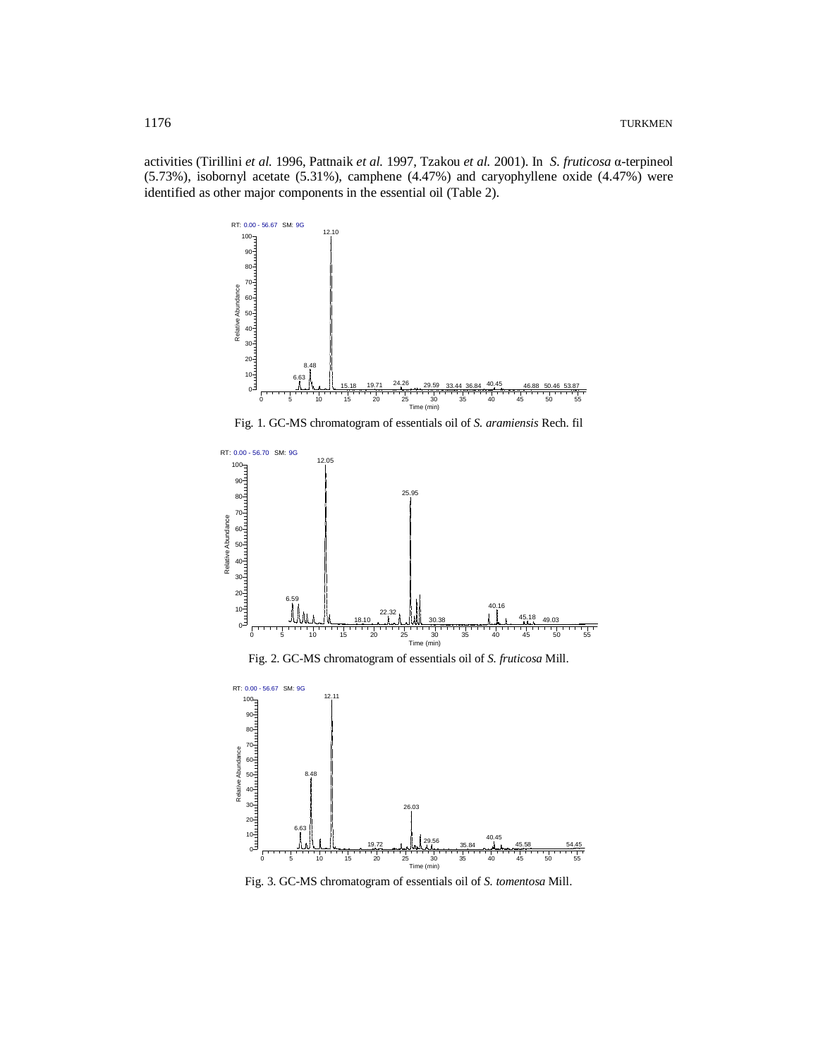activities (Tirillini *et al.* 1996, Pattnaik *et al.* 1997, Tzakou *et al.* 2001). In *S. fruticosa* α-terpineol (5.73%), isobornyl acetate (5.31%), camphene (4.47%) and caryophyllene oxide (4.47%) were identified as other major components in the essential oil (Table 2).

Fig. 1. GC-MS chromatogram of essentials oil of *S. aramiensis* Rech. fil

Fig. 2. GC-MS chromatogram of essentials oil of *S. fruticosa* Mill.

Fig. 3. GC-MS chromatogram of essentials oil of *S. tomentosa* Mill.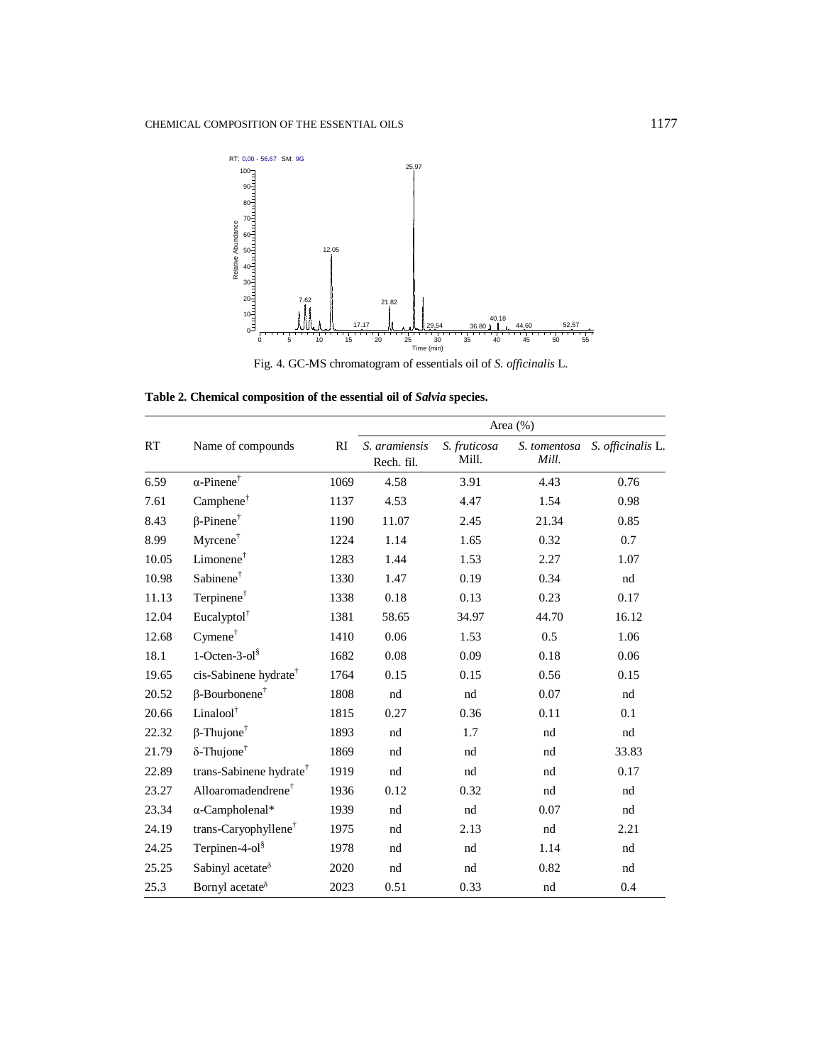Fig. 4. GC-MS chromatogram of essentials oil of *S. officinalis* L.

**Table 2. Chemical composition of the essential oil of *Salvia* species.**

| RT | Name of compounds | RI | Area (%) | | | |
|---|---|---|---|---|---|---|
| | | | *S. aramiensis* Rech. fil. | *S. fruticosa* Mill. | *S. tomentosa* Mill. | *S. officinalis* L. |
| 6.59 | α-Pinene[†] | 1069 | 4.58 | 3.91 | 4.43 | 0.76 |
| 7.61 | Camphene[†] | 1137 | 4.53 | 4.47 | 1.54 | 0.98 |
| 8.43 | β-Pinene[†] | 1190 | 11.07 | 2.45 | 21.34 | 0.85 |
| 8.99 | Myrcene[†] | 1224 | 1.14 | 1.65 | 0.32 | 0.7 |
| 10.05 | Limonene[†] | 1283 | 1.44 | 1.53 | 2.27 | 1.07 |
| 10.98 | Sabinene[†] | 1330 | 1.47 | 0.19 | 0.34 | nd |
| 11.13 | Terpinene[†] | 1338 | 0.18 | 0.13 | 0.23 | 0.17 |
| 12.04 | Eucalyptol[†] | 1381 | 58.65 | 34.97 | 44.70 | 16.12 |
| 12.68 | Cymene[†] | 1410 | 0.06 | 1.53 | 0.5 | 1.06 |
| 18.1 | 1-Octen-3-ol[§] | 1682 | 0.08 | 0.09 | 0.18 | 0.06 |
| 19.65 | cis-Sabinene hydrate[†] | 1764 | 0.15 | 0.15 | 0.56 | 0.15 |
| 20.52 | β-Bourbonene[†] | 1808 | nd | nd | 0.07 | nd |
| 20.66 | Linalool[†] | 1815 | 0.27 | 0.36 | 0.11 | 0.1 |
| 22.32 | β-Thujone[†] | 1893 | nd | 1.7 | nd | nd |
| 21.79 | δ-Thujone[†] | 1869 | nd | nd | nd | 33.83 |
| 22.89 | trans-Sabinene hydrate[†] | 1919 | nd | nd | nd | 0.17 |
| 23.27 | Alloaromadendrene[†] | 1936 | 0.12 | 0.32 | nd | nd |
| 23.34 | α-Campholenal* | 1939 | nd | nd | 0.07 | nd |
| 24.19 | trans-Caryophyllene[†] | 1975 | nd | 2.13 | nd | 2.21 |
| 24.25 | Terpinen-4-ol[§] | 1978 | nd | nd | 1.14 | nd |
| 25.25 | Sabinyl acetate[δ] | 2020 | nd | nd | 0.82 | nd |
| 25.3 | Bornyl acetate[δ] | 2023 | 0.51 | 0.33 | nd | 0.4 |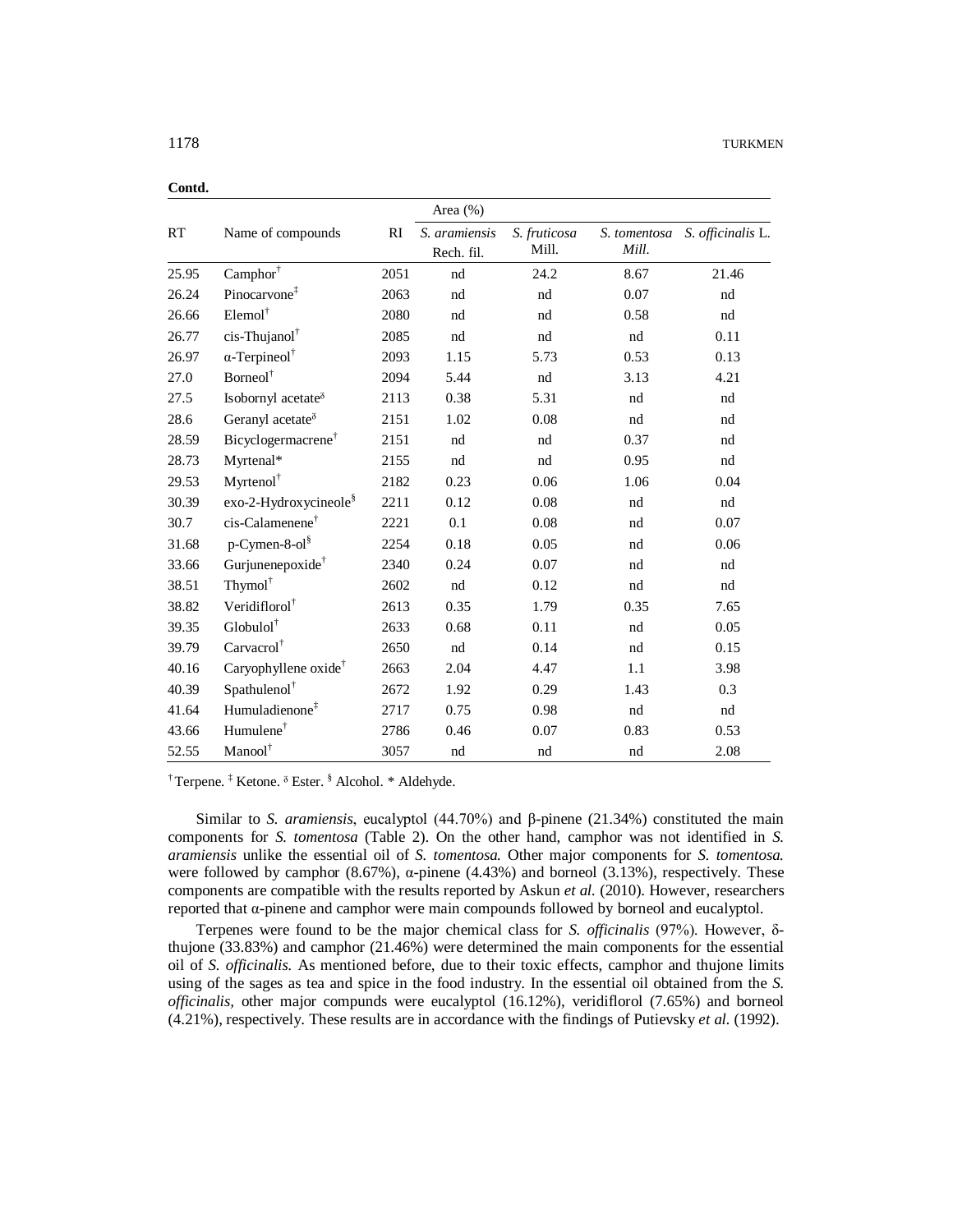**Contd.**

| RT | Name of compounds | RI | Area (%) | | | |
|---|---|---|---|---|---|---|
| | | | *S. aramiensis* Rech. fil. | *S. fruticosa* Mill. | *S. tomentosa Mill.* | *S. officinalis* L. |
| 25.95 | Camphor† | 2051 | nd | 24.2 | 8.67 | 21.46 |
| 26.24 | Pinocarvone‡ | 2063 | nd | nd | 0.07 | nd |
| 26.66 | Elemol† | 2080 | nd | nd | 0.58 | nd |
| 26.77 | cis-Thujanol† | 2085 | nd | nd | nd | 0.11 |
| 26.97 | α-Terpineol† | 2093 | 1.15 | 5.73 | 0.53 | 0.13 |
| 27.0 | Borneol† | 2094 | 5.44 | nd | 3.13 | 4.21 |
| 27.5 | Isobornyl acetate$^{\delta}$ | 2113 | 0.38 | 5.31 | nd | nd |
| 28.6 | Geranyl acetate$^{\delta}$ | 2151 | 1.02 | 0.08 | nd | nd |
| 28.59 | Bicyclogermacrene† | 2151 | nd | nd | 0.37 | nd |
| 28.73 | Myrtenal* | 2155 | nd | nd | 0.95 | nd |
| 29.53 | Myrtenol† | 2182 | 0.23 | 0.06 | 1.06 | 0.04 |
| 30.39 | exo-2-Hydroxycineole§ | 2211 | 0.12 | 0.08 | nd | nd |
| 30.7 | cis-Calamenene† | 2221 | 0.1 | 0.08 | nd | 0.07 |
| 31.68 | p-Cymen-8-ol§ | 2254 | 0.18 | 0.05 | nd | 0.06 |
| 33.66 | Gurjunenepoxide† | 2340 | 0.24 | 0.07 | nd | nd |
| 38.51 | Thymol† | 2602 | nd | 0.12 | nd | nd |
| 38.82 | Veridiflorol† | 2613 | 0.35 | 1.79 | 0.35 | 7.65 |
| 39.35 | Globulol† | 2633 | 0.68 | 0.11 | nd | 0.05 |
| 39.79 | Carvacrol† | 2650 | nd | 0.14 | nd | 0.15 |
| 40.16 | Caryophyllene oxide† | 2663 | 2.04 | 4.47 | 1.1 | 3.98 |
| 40.39 | Spathulenol† | 2672 | 1.92 | 0.29 | 1.43 | 0.3 |
| 41.64 | Humuladienone‡ | 2717 | 0.75 | 0.98 | nd | nd |
| 43.66 | Humulene† | 2786 | 0.46 | 0.07 | 0.83 | 0.53 |
| 52.55 | Manool† | 3057 | nd | nd | nd | 2.08 |

† Terpene. ‡ Ketone. $^{\delta}$ Ester. § Alcohol. * Aldehyde.

Similar to *S. aramiensis*, eucalyptol (44.70%) and β-pinene (21.34%) constituted the main components for *S. tomentosa* (Table 2). On the other hand, camphor was not identified in *S. aramiensis* unlike the essential oil of *S. tomentosa.* Other major components for *S. tomentosa.* were followed by camphor (8.67%), α-pinene (4.43%) and borneol (3.13%), respectively. These components are compatible with the results reported by Askun *et al.* (2010). However, researchers reported that α-pinene and camphor were main compounds followed by borneol and eucalyptol.

Terpenes were found to be the major chemical class for *S. officinalis* (97%). However, δ-thujone (33.83%) and camphor (21.46%) were determined the main components for the essential oil of *S. officinalis.* As mentioned before, due to their toxic effects, camphor and thujone limits using of the sages as tea and spice in the food industry. In the essential oil obtained from the *S. officinalis,* other major compunds were eucalyptol (16.12%), veridiflorol (7.65%) and borneol (4.21%), respectively. These results are in accordance with the findings of Putievsky *et al.* (1992).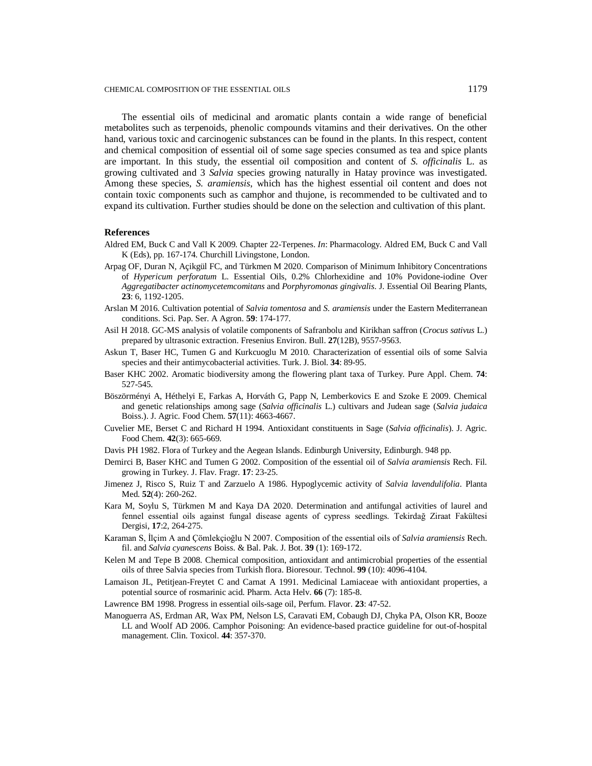The essential oils of medicinal and aromatic plants contain a wide range of beneficial metabolites such as terpenoids, phenolic compounds vitamins and their derivatives. On the other hand, various toxic and carcinogenic substances can be found in the plants. In this respect, content and chemical composition of essential oil of some sage species consumed as tea and spice plants are important. In this study, the essential oil composition and content of *S. officinalis* L. as growing cultivated and 3 *Salvia* species growing naturally in Hatay province was investigated. Among these species, *S. aramiensis*, which has the highest essential oil content and does not contain toxic components such as camphor and thujone, is recommended to be cultivated and to expand its cultivation. Further studies should be done on the selection and cultivation of this plant.

## References

Aldred EM, Buck C and Vall K 2009. Chapter 22-Terpenes. *In*: Pharmacology. Aldred EM, Buck C and Vall K (Eds), pp. 167-174. Churchill Livingstone, London.

Arpag OF, Duran N, Açikgül FC, and Türkmen M 2020. Comparison of Minimum Inhibitory Concentrations of *Hypericum perforatum* L. Essential Oils, 0.2% Chlorhexidine and 10% Povidone-iodine Over *Aggregatibacter actinomycetemcomitans* and *Porphyromonas gingivalis*. J. Essential Oil Bearing Plants, **23**: 6, 1192-1205.

Arslan M 2016. Cultivation potential of *Salvia tomentosa* and *S. aramiensis* under the Eastern Mediterranean conditions. Sci. Pap. Ser. A Agron. **59**: 174-177.

Asil H 2018. GC-MS analysis of volatile components of Safranbolu and Kirikhan saffron (*Crocus sativus* L.) prepared by ultrasonic extraction. Fresenius Environ. Bull. **27**(12B), 9557-9563.

Askun T, Baser HC, Tumen G and Kurkcuoglu M 2010. Characterization of essential oils of some Salvia species and their antimycobacterial activities. Turk. J. Biol. **34**: 89-95.

Baser KHC 2002. Aromatic biodiversity among the flowering plant taxa of Turkey. Pure Appl. Chem. **74**: 527-545.

Böszörményi A, Héthelyi E, Farkas A, Horváth G, Papp N, Lemberkovics E and Szoke E 2009. Chemical and genetic relationships among sage (*Salvia officinalis* L.) cultivars and Judean sage (*Salvia judaica* Boiss.). J. Agric. Food Chem. **57**(11): 4663-4667.

Cuvelier ME, Berset C and Richard H 1994. Antioxidant constituents in Sage (*Salvia officinalis*). J. Agric. Food Chem. **42**(3): 665-669.

Davis PH 1982. Flora of Turkey and the Aegean Islands. Edinburgh University, Edinburgh. 948 pp.

Demirci B, Baser KHC and Tumen G 2002. Composition of the essential oil of *Salvia aramiensis* Rech. Fil. growing in Turkey. J. Flav. Fragr. **17**: 23-25.

Jimenez J, Risco S, Ruiz T and Zarzuelo A 1986. Hypoglycemic activity of *Salvia lavendulifolia*. Planta Med. **52**(4): 260-262.

Kara M, Soylu S, Türkmen M and Kaya DA 2020. Determination and antifungal activities of laurel and fennel essential oils against fungal disease agents of cypress seedlings. Tekirdağ Ziraat Fakültesi Dergisi, **17**:2, 264-275.

Karaman S, İlçim A and Çömlekçioğlu N 2007. Composition of the essential oils of *Salvia aramiensis* Rech. fil. and *Salvia cyanescens* Boiss. & Bal. Pak. J. Bot. **39** (1): 169-172.

Kelen M and Tepe B 2008. Chemical composition, antioxidant and antimicrobial properties of the essential oils of three Salvia species from Turkish flora. Bioresour. Technol. **99** (10): 4096-4104.

Lamaison JL, Petitjean-Freytet C and Carnat A 1991. Medicinal Lamiaceae with antioxidant properties, a potential source of rosmarinic acid. Pharm. Acta Helv. **66** (7): 185-8.

Lawrence BM 1998. Progress in essential oils-sage oil, Perfum. Flavor. **23**: 47-52.

Manoguerra AS, Erdman AR, Wax PM, Nelson LS, Caravati EM, Cobaugh DJ, Chyka PA, Olson KR, Booze LL and Woolf AD 2006. Camphor Poisoning: An evidence-based practice guideline for out-of-hospital management. Clin. Toxicol. **44**: 357-370.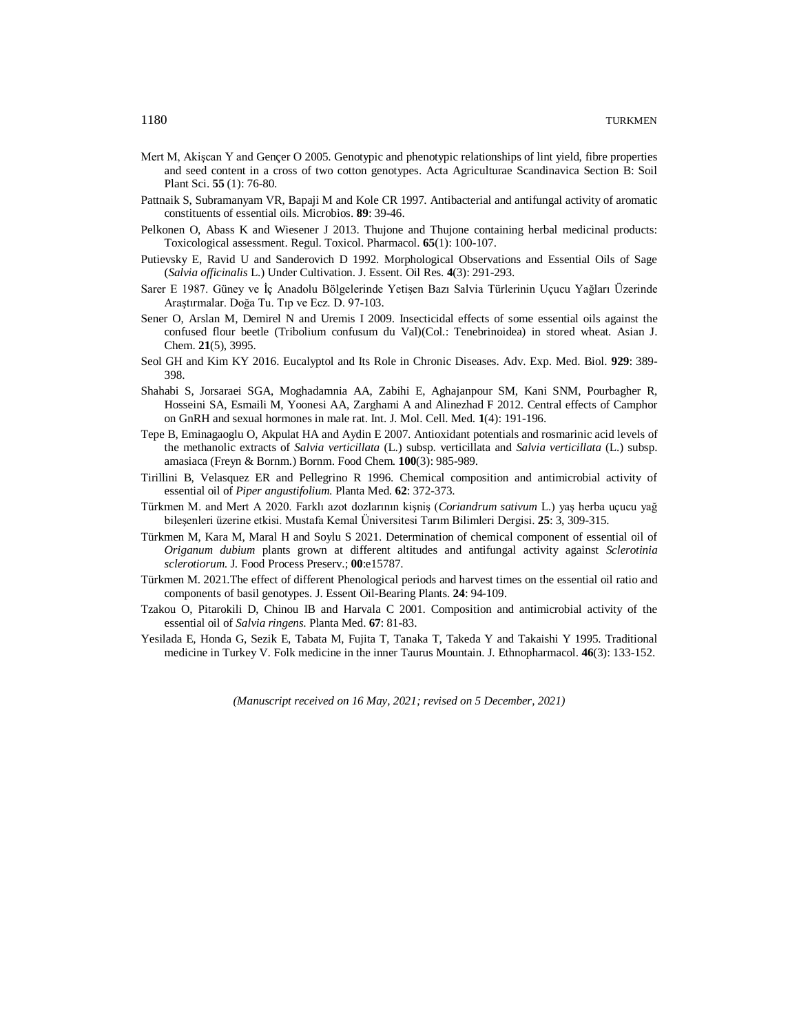Mert M, Akişcan Y and Gençer O 2005. Genotypic and phenotypic relationships of lint yield, fibre properties and seed content in a cross of two cotton genotypes. Acta Agriculturae Scandinavica Section B: Soil Plant Sci. **55** (1): 76-80.

Pattnaik S, Subramanyam VR, Bapaji M and Kole CR 1997. Antibacterial and antifungal activity of aromatic constituents of essential oils. Microbios. **89**: 39-46.

Pelkonen O, Abass K and Wiesener J 2013. Thujone and Thujone containing herbal medicinal products: Toxicological assessment. Regul. Toxicol. Pharmacol. **65**(1): 100-107.

Putievsky E, Ravid U and Sanderovich D 1992. Morphological Observations and Essential Oils of Sage (*Salvia officinalis* L.) Under Cultivation. J. Essent. Oil Res. **4**(3): 291-293.

Sarer E 1987. Güney ve İç Anadolu Bölgelerinde Yetişen Bazı Salvia Türlerinin Uçucu Yağları Üzerinde Araştırmalar. Doğa Tu. Tıp ve Ecz. D. 97-103.

Sener O, Arslan M, Demirel N and Uremis I 2009. Insecticidal effects of some essential oils against the confused flour beetle (Tribolium confusum du Val)(Col.: Tenebrinoidea) in stored wheat. Asian J. Chem. **21**(5), 3995.

Seol GH and Kim KY 2016. Eucalyptol and Its Role in Chronic Diseases. Adv. Exp. Med. Biol. **929**: 389-398.

Shahabi S, Jorsaraei SGA, Moghadamnia AA, Zabihi E, Aghajanpour SM, Kani SNM, Pourbagher R, Hosseini SA, Esmaili M, Yoonesi AA, Zarghami A and Alinezhad F 2012. Central effects of Camphor on GnRH and sexual hormones in male rat. Int. J. Mol. Cell. Med. **1**(4): 191-196.

Tepe B, Eminagaoglu O, Akpulat HA and Aydin E 2007. Antioxidant potentials and rosmarinic acid levels of the methanolic extracts of *Salvia verticillata* (L.) subsp. verticillata and *Salvia verticillata* (L.) subsp. amasiaca (Freyn & Bornm.) Bornm. Food Chem. **100**(3): 985-989.

Tirillini B, Velasquez ER and Pellegrino R 1996. Chemical composition and antimicrobial activity of essential oil of *Piper angustifolium.* Planta Med. **62**: 372-373.

Türkmen M. and Mert A 2020. Farklı azot dozlarının kişniş (*Coriandrum sativum* L.) yaş herba uçucu yağ bileşenleri üzerine etkisi. Mustafa Kemal Üniversitesi Tarım Bilimleri Dergisi. **25**: 3, 309-315.

Türkmen M, Kara M, Maral H and Soylu S 2021. Determination of chemical component of essential oil of *Origanum dubium* plants grown at different altitudes and antifungal activity against *Sclerotinia sclerotiorum.* J. Food Process Preserv.; **00**:e15787.

Türkmen M. 2021.The effect of different Phenological periods and harvest times on the essential oil ratio and components of basil genotypes. J. Essent Oil-Bearing Plants. **24**: 94-109.

Tzakou O, Pitarokili D, Chinou IB and Harvala C 2001. Composition and antimicrobial activity of the essential oil of *Salvia ringens.* Planta Med. **67**: 81-83.

Yesilada E, Honda G, Sezik E, Tabata M, Fujita T, Tanaka T, Takeda Y and Takaishi Y 1995. Traditional medicine in Turkey V. Folk medicine in the inner Taurus Mountain. J. Ethnopharmacol. **46**(3): 133-152.

*(Manuscript received on 16 May, 2021; revised on 5 December, 2021)*